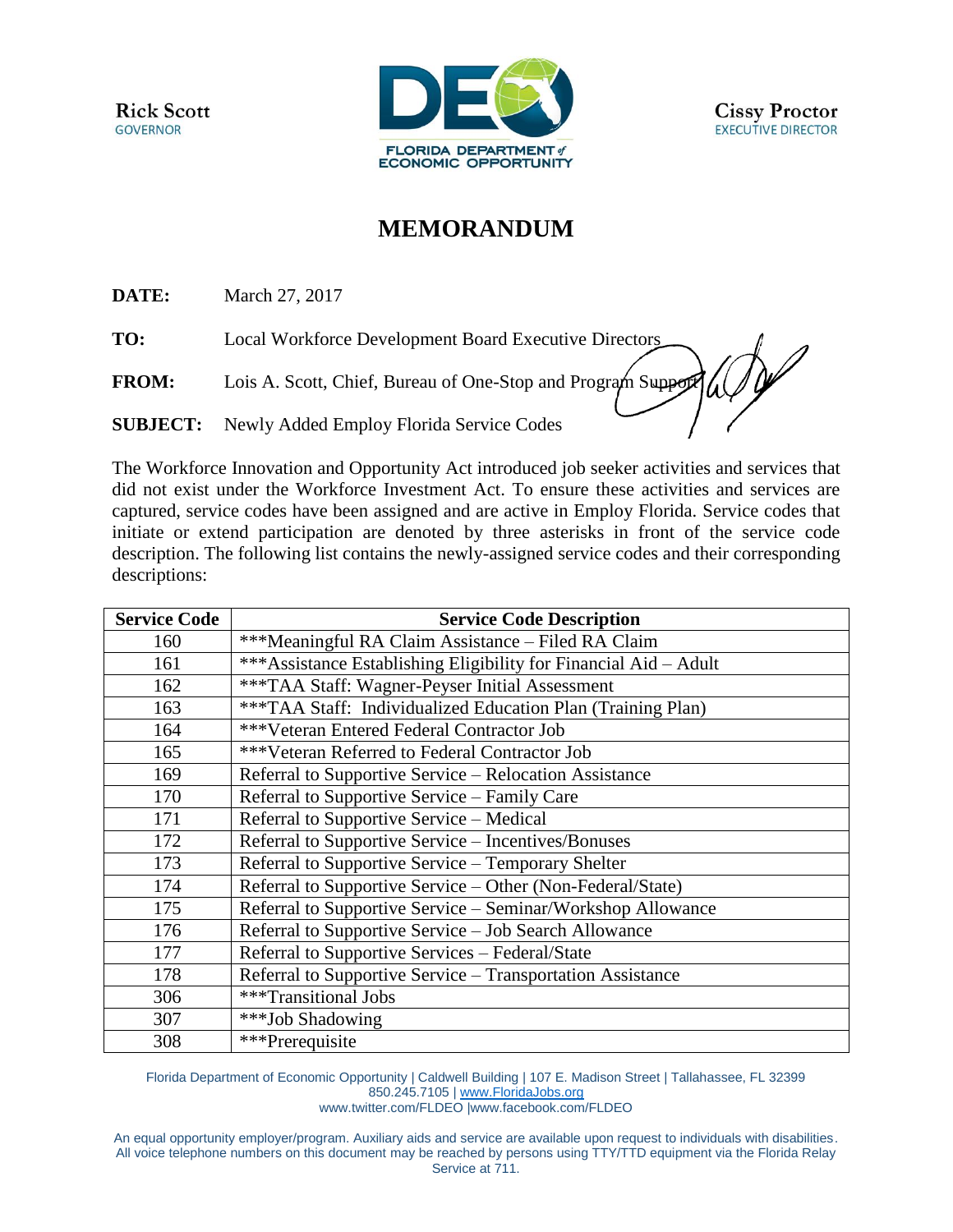Rick Scott
GOVERNOR

FLORIDA DEPARTMENT of ECONOMIC OPPORTUNITY

Cissy Proctor
EXECUTIVE DIRECTOR

# MEMORANDUM

**DATE:** March 27, 2017

**TO:** Local Workforce Development Board Executive Directors

**FROM:** Lois A. Scott, Chief, Bureau of One-Stop and Program Support

**SUBJECT:** Newly Added Employ Florida Service Codes

The Workforce Innovation and Opportunity Act introduced job seeker activities and services that did not exist under the Workforce Investment Act. To ensure these activities and services are captured, service codes have been assigned and are active in Employ Florida. Service codes that initiate or extend participation are denoted by three asterisks in front of the service code description. The following list contains the newly-assigned service codes and their corresponding descriptions:

| Service Code | Service Code Description |
|---|---|
| 160 | ***Meaningful RA Claim Assistance – Filed RA Claim |
| 161 | ***Assistance Establishing Eligibility for Financial Aid – Adult |
| 162 | ***TAA Staff: Wagner-Peyser Initial Assessment |
| 163 | ***TAA Staff: Individualized Education Plan (Training Plan) |
| 164 | ***Veteran Entered Federal Contractor Job |
| 165 | ***Veteran Referred to Federal Contractor Job |
| 169 | Referral to Supportive Service – Relocation Assistance |
| 170 | Referral to Supportive Service – Family Care |
| 171 | Referral to Supportive Service – Medical |
| 172 | Referral to Supportive Service – Incentives/Bonuses |
| 173 | Referral to Supportive Service – Temporary Shelter |
| 174 | Referral to Supportive Service – Other (Non-Federal/State) |
| 175 | Referral to Supportive Service – Seminar/Workshop Allowance |
| 176 | Referral to Supportive Service – Job Search Allowance |
| 177 | Referral to Supportive Services – Federal/State |
| 178 | Referral to Supportive Service – Transportation Assistance |
| 306 | ***Transitional Jobs |
| 307 | ***Job Shadowing |
| 308 | ***Prerequisite |

Florida Department of Economic Opportunity | Caldwell Building | 107 E. Madison Street | Tallahassee, FL 32399
850.245.7105 | www.FloridaJobs.org
www.twitter.com/FLDEO |www.facebook.com/FLDEO

An equal opportunity employer/program. Auxiliary aids and service are available upon request to individuals with disabilities. All voice telephone numbers on this document may be reached by persons using TTY/TTD equipment via the Florida Relay Service at 711.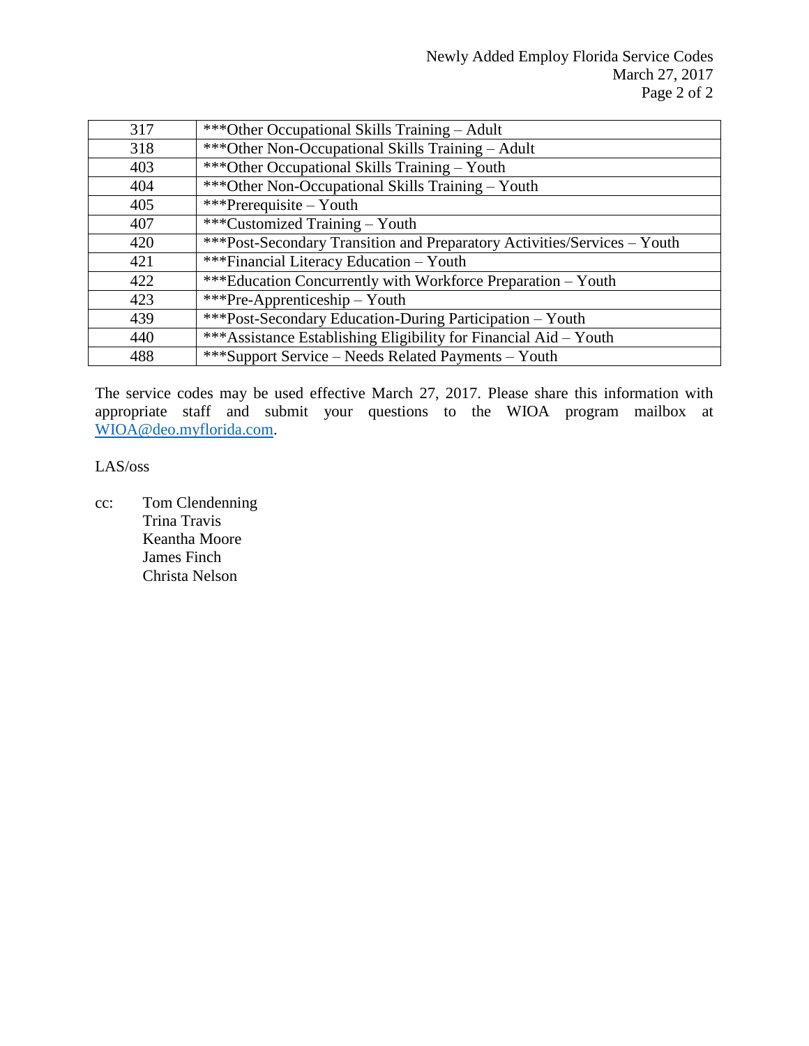| | |
|---|---|
| 317 | ***Other Occupational Skills Training – Adult |
| 318 | ***Other Non-Occupational Skills Training – Adult |
| 403 | ***Other Occupational Skills Training – Youth |
| 404 | ***Other Non-Occupational Skills Training – Youth |
| 405 | ***Prerequisite – Youth |
| 407 | ***Customized Training – Youth |
| 420 | ***Post-Secondary Transition and Preparatory Activities/Services – Youth |
| 421 | ***Financial Literacy Education – Youth |
| 422 | ***Education Concurrently with Workforce Preparation – Youth |
| 423 | ***Pre-Apprenticeship – Youth |
| 439 | ***Post-Secondary Education-During Participation – Youth |
| 440 | ***Assistance Establishing Eligibility for Financial Aid – Youth |
| 488 | ***Support Service – Needs Related Payments – Youth |

The service codes may be used effective March 27, 2017. Please share this information with appropriate staff and submit your questions to the WIOA program mailbox at WIOA@deo.myflorida.com.

LAS/oss

cc: Tom Clendenning
Trina Travis
Keantha Moore
James Finch
Christa Nelson